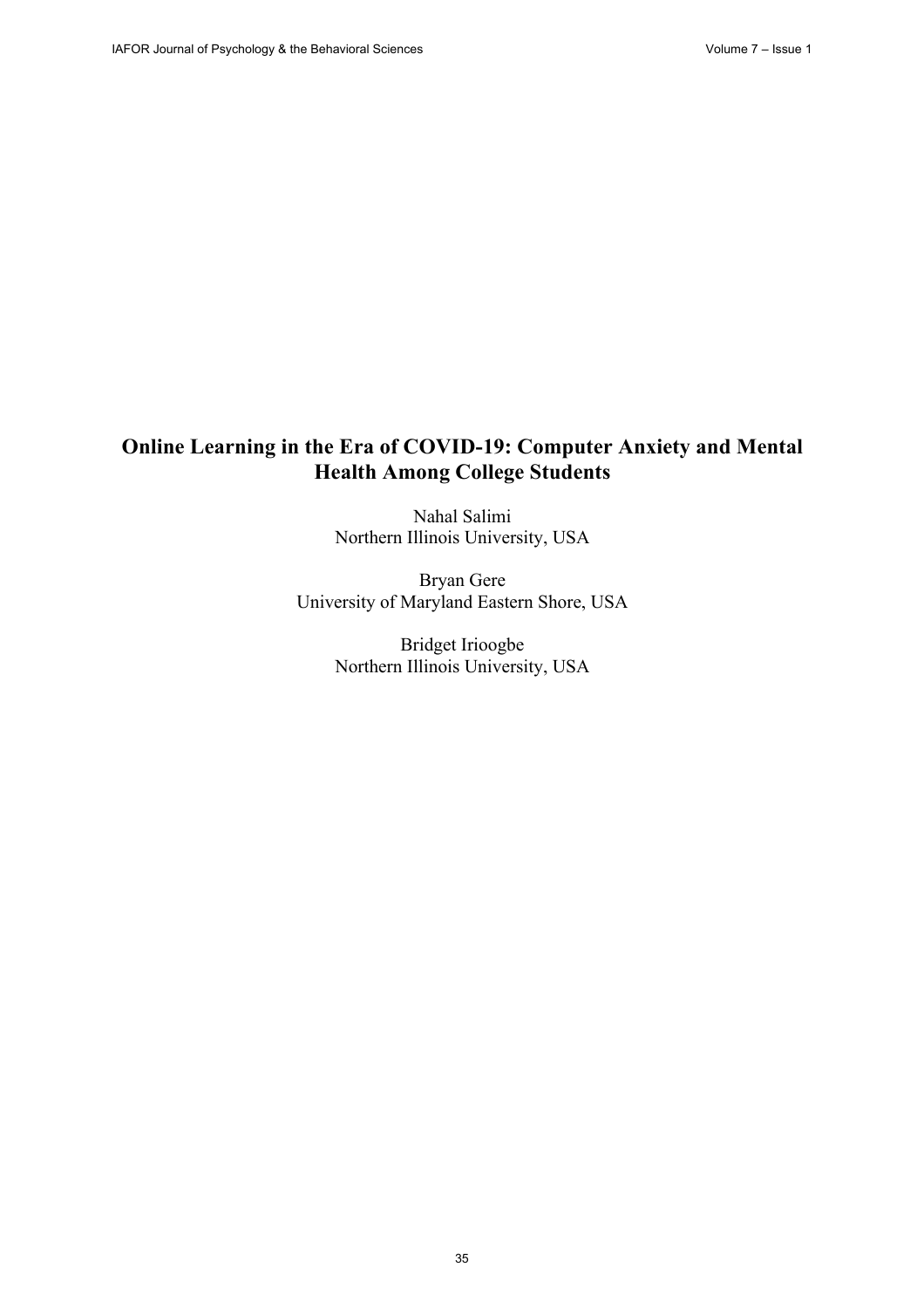# Online Learning in the Era of COVID-19: Computer Anxiety and Mental Health Among College Students

Nahal Salimi
Northern Illinois University, USA

Bryan Gere
University of Maryland Eastern Shore, USA

Bridget Irioogbe
Northern Illinois University, USA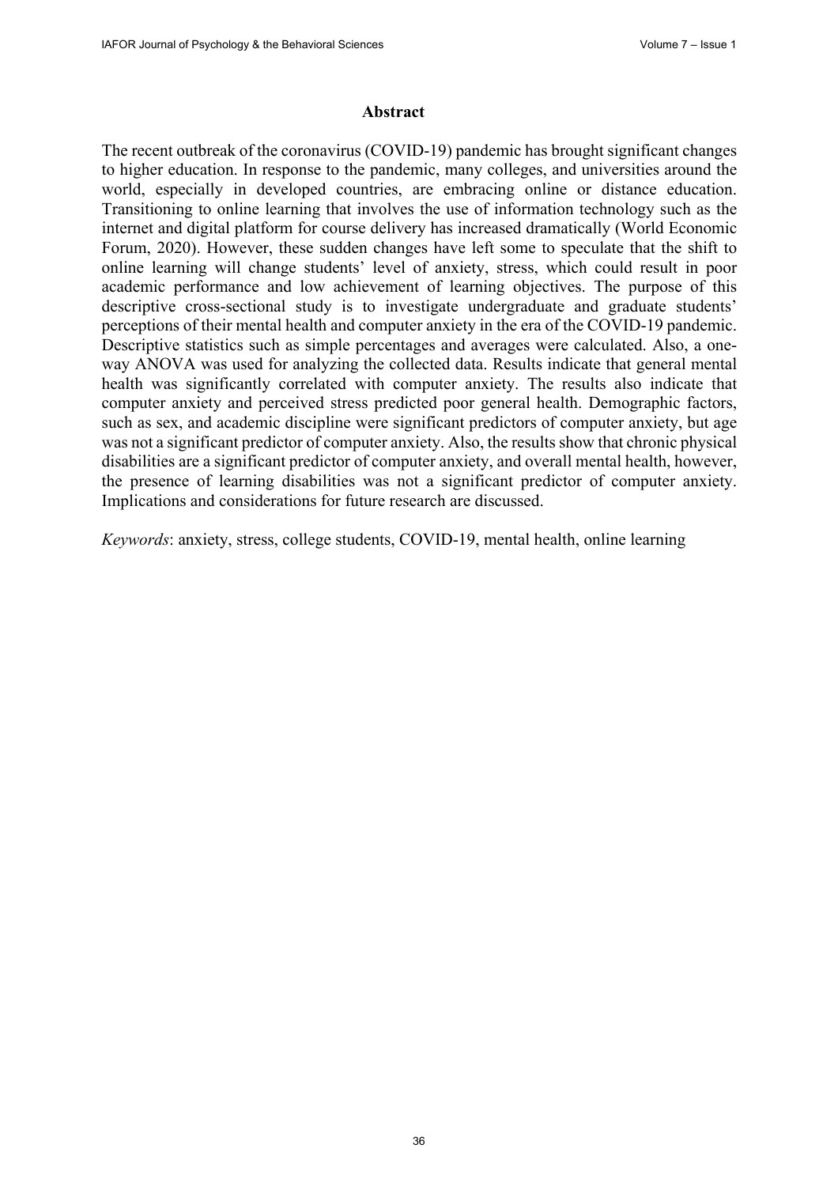## Abstract

The recent outbreak of the coronavirus (COVID-19) pandemic has brought significant changes to higher education. In response to the pandemic, many colleges, and universities around the world, especially in developed countries, are embracing online or distance education. Transitioning to online learning that involves the use of information technology such as the internet and digital platform for course delivery has increased dramatically (World Economic Forum, 2020). However, these sudden changes have left some to speculate that the shift to online learning will change students' level of anxiety, stress, which could result in poor academic performance and low achievement of learning objectives. The purpose of this descriptive cross-sectional study is to investigate undergraduate and graduate students' perceptions of their mental health and computer anxiety in the era of the COVID-19 pandemic. Descriptive statistics such as simple percentages and averages were calculated. Also, a one-way ANOVA was used for analyzing the collected data. Results indicate that general mental health was significantly correlated with computer anxiety. The results also indicate that computer anxiety and perceived stress predicted poor general health. Demographic factors, such as sex, and academic discipline were significant predictors of computer anxiety, but age was not a significant predictor of computer anxiety. Also, the results show that chronic physical disabilities are a significant predictor of computer anxiety, and overall mental health, however, the presence of learning disabilities was not a significant predictor of computer anxiety. Implications and considerations for future research are discussed.

*Keywords*: anxiety, stress, college students, COVID-19, mental health, online learning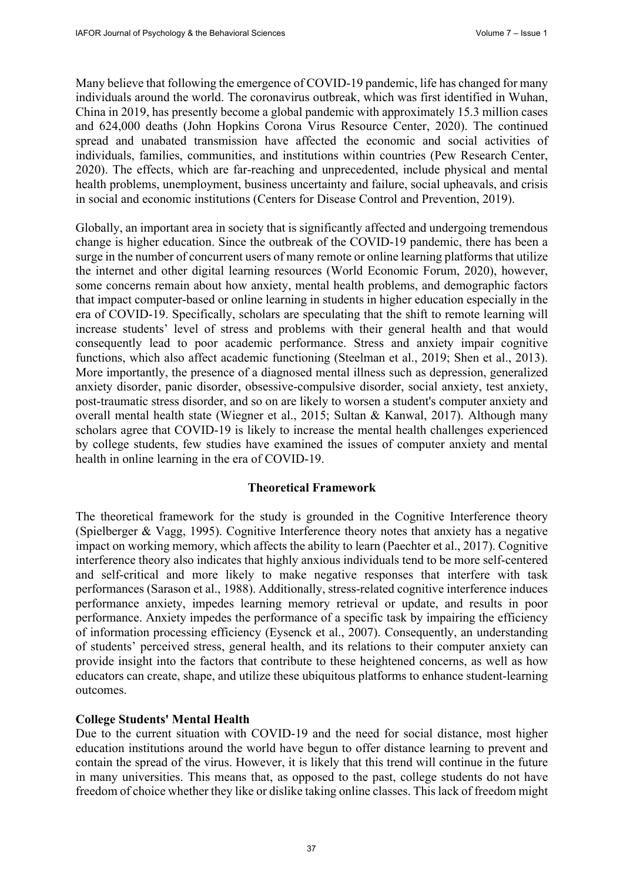Many believe that following the emergence of COVID-19 pandemic, life has changed for many individuals around the world. The coronavirus outbreak, which was first identified in Wuhan, China in 2019, has presently become a global pandemic with approximately 15.3 million cases and 624,000 deaths (John Hopkins Corona Virus Resource Center, 2020). The continued spread and unabated transmission have affected the economic and social activities of individuals, families, communities, and institutions within countries (Pew Research Center, 2020). The effects, which are far-reaching and unprecedented, include physical and mental health problems, unemployment, business uncertainty and failure, social upheavals, and crisis in social and economic institutions (Centers for Disease Control and Prevention, 2019).

Globally, an important area in society that is significantly affected and undergoing tremendous change is higher education. Since the outbreak of the COVID-19 pandemic, there has been a surge in the number of concurrent users of many remote or online learning platforms that utilize the internet and other digital learning resources (World Economic Forum, 2020), however, some concerns remain about how anxiety, mental health problems, and demographic factors that impact computer-based or online learning in students in higher education especially in the era of COVID-19. Specifically, scholars are speculating that the shift to remote learning will increase students' level of stress and problems with their general health and that would consequently lead to poor academic performance. Stress and anxiety impair cognitive functions, which also affect academic functioning (Steelman et al., 2019; Shen et al., 2013). More importantly, the presence of a diagnosed mental illness such as depression, generalized anxiety disorder, panic disorder, obsessive-compulsive disorder, social anxiety, test anxiety, post-traumatic stress disorder, and so on are likely to worsen a student's computer anxiety and overall mental health state (Wiegner et al., 2015; Sultan & Kanwal, 2017). Although many scholars agree that COVID-19 is likely to increase the mental health challenges experienced by college students, few studies have examined the issues of computer anxiety and mental health in online learning in the era of COVID-19.

## Theoretical Framework

The theoretical framework for the study is grounded in the Cognitive Interference theory (Spielberger & Vagg, 1995). Cognitive Interference theory notes that anxiety has a negative impact on working memory, which affects the ability to learn (Paechter et al., 2017). Cognitive interference theory also indicates that highly anxious individuals tend to be more self-centered and self-critical and more likely to make negative responses that interfere with task performances (Sarason et al., 1988). Additionally, stress-related cognitive interference induces performance anxiety, impedes learning memory retrieval or update, and results in poor performance. Anxiety impedes the performance of a specific task by impairing the efficiency of information processing efficiency (Eysenck et al., 2007). Consequently, an understanding of students' perceived stress, general health, and its relations to their computer anxiety can provide insight into the factors that contribute to these heightened concerns, as well as how educators can create, shape, and utilize these ubiquitous platforms to enhance student-learning outcomes.

### College Students' Mental Health

Due to the current situation with COVID-19 and the need for social distance, most higher education institutions around the world have begun to offer distance learning to prevent and contain the spread of the virus. However, it is likely that this trend will continue in the future in many universities. This means that, as opposed to the past, college students do not have freedom of choice whether they like or dislike taking online classes. This lack of freedom might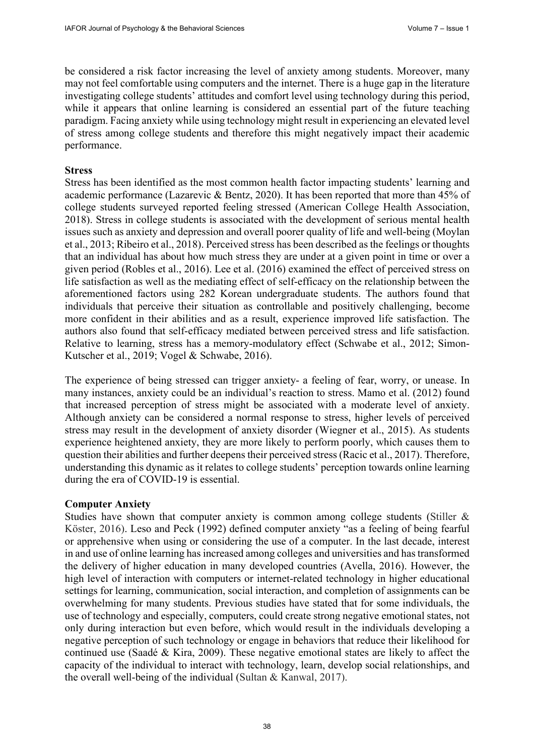be considered a risk factor increasing the level of anxiety among students. Moreover, many may not feel comfortable using computers and the internet. There is a huge gap in the literature investigating college students' attitudes and comfort level using technology during this period, while it appears that online learning is considered an essential part of the future teaching paradigm. Facing anxiety while using technology might result in experiencing an elevated level of stress among college students and therefore this might negatively impact their academic performance.

**Stress**

Stress has been identified as the most common health factor impacting students' learning and academic performance (Lazarevic & Bentz, 2020). It has been reported that more than 45% of college students surveyed reported feeling stressed (American College Health Association, 2018). Stress in college students is associated with the development of serious mental health issues such as anxiety and depression and overall poorer quality of life and well-being (Moylan et al., 2013; Ribeiro et al., 2018). Perceived stress has been described as the feelings or thoughts that an individual has about how much stress they are under at a given point in time or over a given period (Robles et al., 2016). Lee et al. (2016) examined the effect of perceived stress on life satisfaction as well as the mediating effect of self-efficacy on the relationship between the aforementioned factors using 282 Korean undergraduate students. The authors found that individuals that perceive their situation as controllable and positively challenging, become more confident in their abilities and as a result, experience improved life satisfaction. The authors also found that self-efficacy mediated between perceived stress and life satisfaction. Relative to learning, stress has a memory-modulatory effect (Schwabe et al., 2012; Simon-Kutscher et al., 2019; Vogel & Schwabe, 2016).

The experience of being stressed can trigger anxiety- a feeling of fear, worry, or unease. In many instances, anxiety could be an individual's reaction to stress. Mamo et al. (2012) found that increased perception of stress might be associated with a moderate level of anxiety. Although anxiety can be considered a normal response to stress, higher levels of perceived stress may result in the development of anxiety disorder (Wiegner et al., 2015). As students experience heightened anxiety, they are more likely to perform poorly, which causes them to question their abilities and further deepens their perceived stress (Racic et al., 2017). Therefore, understanding this dynamic as it relates to college students' perception towards online learning during the era of COVID-19 is essential.

**Computer Anxiety**

Studies have shown that computer anxiety is common among college students (Stiller & Köster, 2016). Leso and Peck (1992) defined computer anxiety "as a feeling of being fearful or apprehensive when using or considering the use of a computer. In the last decade, interest in and use of online learning has increased among colleges and universities and has transformed the delivery of higher education in many developed countries (Avella, 2016). However, the high level of interaction with computers or internet-related technology in higher educational settings for learning, communication, social interaction, and completion of assignments can be overwhelming for many students. Previous studies have stated that for some individuals, the use of technology and especially, computers, could create strong negative emotional states, not only during interaction but even before, which would result in the individuals developing a negative perception of such technology or engage in behaviors that reduce their likelihood for continued use (Saadé & Kira, 2009). These negative emotional states are likely to affect the capacity of the individual to interact with technology, learn, develop social relationships, and the overall well-being of the individual (Sultan & Kanwal, 2017).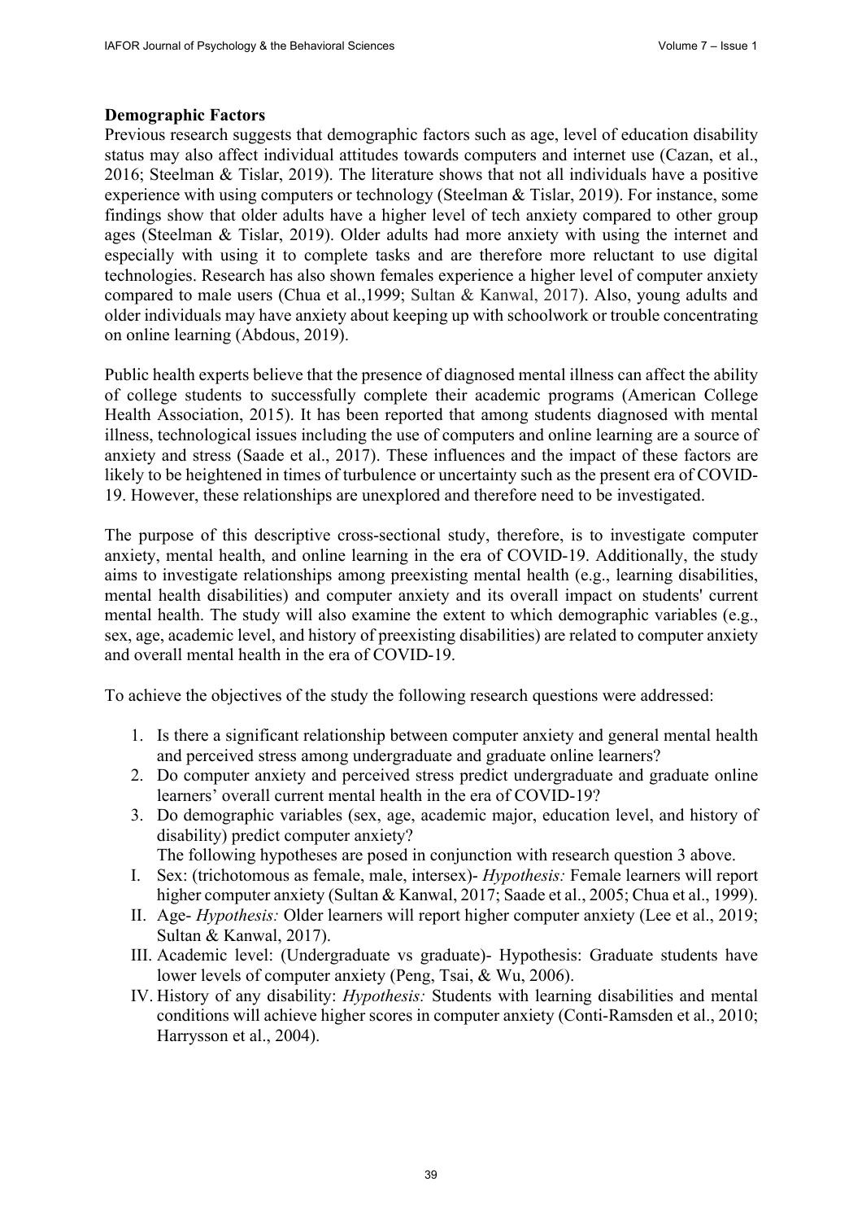**Demographic Factors**

Previous research suggests that demographic factors such as age, level of education disability status may also affect individual attitudes towards computers and internet use (Cazan, et al., 2016; Steelman & Tislar, 2019). The literature shows that not all individuals have a positive experience with using computers or technology (Steelman & Tislar, 2019). For instance, some findings show that older adults have a higher level of tech anxiety compared to other group ages (Steelman & Tislar, 2019). Older adults had more anxiety with using the internet and especially with using it to complete tasks and are therefore more reluctant to use digital technologies. Research has also shown females experience a higher level of computer anxiety compared to male users (Chua et al.,1999; Sultan & Kanwal, 2017). Also, young adults and older individuals may have anxiety about keeping up with schoolwork or trouble concentrating on online learning (Abdous, 2019).

Public health experts believe that the presence of diagnosed mental illness can affect the ability of college students to successfully complete their academic programs (American College Health Association, 2015). It has been reported that among students diagnosed with mental illness, technological issues including the use of computers and online learning are a source of anxiety and stress (Saade et al., 2017). These influences and the impact of these factors are likely to be heightened in times of turbulence or uncertainty such as the present era of COVID-19. However, these relationships are unexplored and therefore need to be investigated.

The purpose of this descriptive cross-sectional study, therefore, is to investigate computer anxiety, mental health, and online learning in the era of COVID-19. Additionally, the study aims to investigate relationships among preexisting mental health (e.g., learning disabilities, mental health disabilities) and computer anxiety and its overall impact on students' current mental health. The study will also examine the extent to which demographic variables (e.g., sex, age, academic level, and history of preexisting disabilities) are related to computer anxiety and overall mental health in the era of COVID-19.

To achieve the objectives of the study the following research questions were addressed:

1. Is there a significant relationship between computer anxiety and general mental health and perceived stress among undergraduate and graduate online learners?
2. Do computer anxiety and perceived stress predict undergraduate and graduate online learners' overall current mental health in the era of COVID-19?
3. Do demographic variables (sex, age, academic major, education level, and history of disability) predict computer anxiety?
   The following hypotheses are posed in conjunction with research question 3 above.

I. Sex: (trichotomous as female, male, intersex)- *Hypothesis:* Female learners will report higher computer anxiety (Sultan & Kanwal, 2017; Saade et al., 2005; Chua et al., 1999).

II. Age- *Hypothesis:* Older learners will report higher computer anxiety (Lee et al., 2019; Sultan & Kanwal, 2017).

III. Academic level: (Undergraduate vs graduate)- Hypothesis: Graduate students have lower levels of computer anxiety (Peng, Tsai, & Wu, 2006).

IV. History of any disability: *Hypothesis:* Students with learning disabilities and mental conditions will achieve higher scores in computer anxiety (Conti-Ramsden et al., 2010; Harrysson et al., 2004).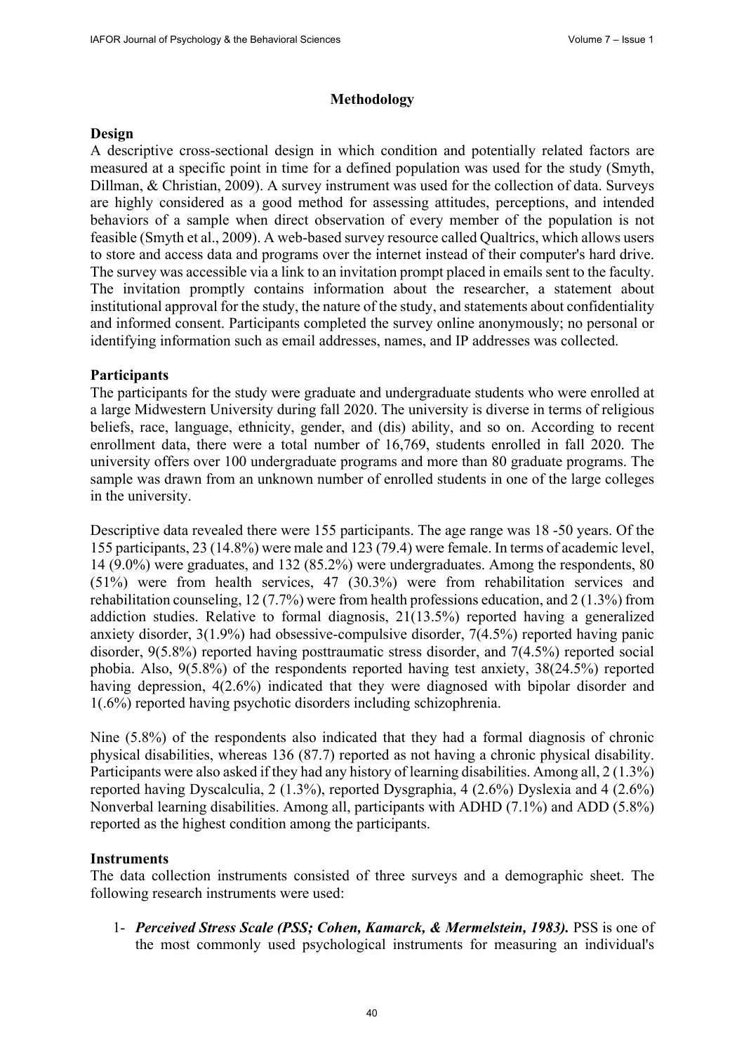## Methodology

### Design

A descriptive cross-sectional design in which condition and potentially related factors are measured at a specific point in time for a defined population was used for the study (Smyth, Dillman, & Christian, 2009). A survey instrument was used for the collection of data. Surveys are highly considered as a good method for assessing attitudes, perceptions, and intended behaviors of a sample when direct observation of every member of the population is not feasible (Smyth et al., 2009). A web-based survey resource called Qualtrics, which allows users to store and access data and programs over the internet instead of their computer's hard drive. The survey was accessible via a link to an invitation prompt placed in emails sent to the faculty. The invitation promptly contains information about the researcher, a statement about institutional approval for the study, the nature of the study, and statements about confidentiality and informed consent. Participants completed the survey online anonymously; no personal or identifying information such as email addresses, names, and IP addresses was collected.

### Participants

The participants for the study were graduate and undergraduate students who were enrolled at a large Midwestern University during fall 2020. The university is diverse in terms of religious beliefs, race, language, ethnicity, gender, and (dis) ability, and so on. According to recent enrollment data, there were a total number of 16,769, students enrolled in fall 2020. The university offers over 100 undergraduate programs and more than 80 graduate programs. The sample was drawn from an unknown number of enrolled students in one of the large colleges in the university.

Descriptive data revealed there were 155 participants. The age range was 18 -50 years. Of the 155 participants, 23 (14.8%) were male and 123 (79.4) were female. In terms of academic level, 14 (9.0%) were graduates, and 132 (85.2%) were undergraduates. Among the respondents, 80 (51%) were from health services, 47 (30.3%) were from rehabilitation services and rehabilitation counseling, 12 (7.7%) were from health professions education, and 2 (1.3%) from addiction studies. Relative to formal diagnosis, 21(13.5%) reported having a generalized anxiety disorder, 3(1.9%) had obsessive-compulsive disorder, 7(4.5%) reported having panic disorder, 9(5.8%) reported having posttraumatic stress disorder, and 7(4.5%) reported social phobia. Also, 9(5.8%) of the respondents reported having test anxiety, 38(24.5%) reported having depression, 4(2.6%) indicated that they were diagnosed with bipolar disorder and 1(.6%) reported having psychotic disorders including schizophrenia.

Nine (5.8%) of the respondents also indicated that they had a formal diagnosis of chronic physical disabilities, whereas 136 (87.7) reported as not having a chronic physical disability. Participants were also asked if they had any history of learning disabilities. Among all, 2 (1.3%) reported having Dyscalculia, 2 (1.3%), reported Dysgraphia, 4 (2.6%) Dyslexia and 4 (2.6%) Nonverbal learning disabilities. Among all, participants with ADHD (7.1%) and ADD (5.8%) reported as the highest condition among the participants.

### Instruments

The data collection instruments consisted of three surveys and a demographic sheet. The following research instruments were used:

1- ***Perceived Stress Scale (PSS; Cohen, Kamarck, & Mermelstein, 1983).*** PSS is one of the most commonly used psychological instruments for measuring an individual's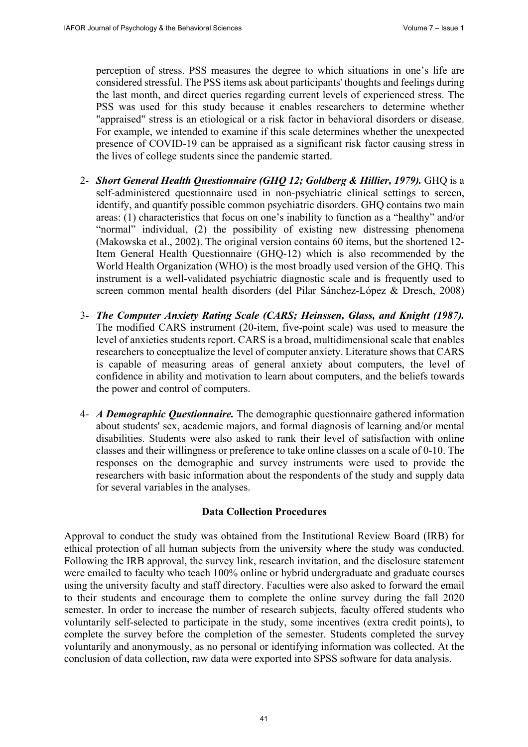perception of stress. PSS measures the degree to which situations in one's life are considered stressful. The PSS items ask about participants' thoughts and feelings during the last month, and direct queries regarding current levels of experienced stress. The PSS was used for this study because it enables researchers to determine whether "appraised" stress is an etiological or a risk factor in behavioral disorders or disease. For example, we intended to examine if this scale determines whether the unexpected presence of COVID-19 can be appraised as a significant risk factor causing stress in the lives of college students since the pandemic started.

2- ***Short General Health Questionnaire (GHQ 12; Goldberg & Hillier, 1979).*** GHQ is a self-administered questionnaire used in non-psychiatric clinical settings to screen, identify, and quantify possible common psychiatric disorders. GHQ contains two main areas: (1) characteristics that focus on one's inability to function as a "healthy" and/or "normal" individual, (2) the possibility of existing new distressing phenomena (Makowska et al., 2002). The original version contains 60 items, but the shortened 12-Item General Health Questionnaire (GHQ-12) which is also recommended by the World Health Organization (WHO) is the most broadly used version of the GHQ. This instrument is a well-validated psychiatric diagnostic scale and is frequently used to screen common mental health disorders (del Pilar Sánchez-López & Dresch, 2008)

3- ***The Computer Anxiety Rating Scale (CARS; Heinssen, Glass, and Knight (1987).*** The modified CARS instrument (20-item, five-point scale) was used to measure the level of anxieties students report. CARS is a broad, multidimensional scale that enables researchers to conceptualize the level of computer anxiety. Literature shows that CARS is capable of measuring areas of general anxiety about computers, the level of confidence in ability and motivation to learn about computers, and the beliefs towards the power and control of computers.

4- ***A Demographic Questionnaire.*** The demographic questionnaire gathered information about students' sex, academic majors, and formal diagnosis of learning and/or mental disabilities. Students were also asked to rank their level of satisfaction with online classes and their willingness or preference to take online classes on a scale of 0-10. The responses on the demographic and survey instruments were used to provide the researchers with basic information about the respondents of the study and supply data for several variables in the analyses.

## Data Collection Procedures

Approval to conduct the study was obtained from the Institutional Review Board (IRB) for ethical protection of all human subjects from the university where the study was conducted. Following the IRB approval, the survey link, research invitation, and the disclosure statement were emailed to faculty who teach 100% online or hybrid undergraduate and graduate courses using the university faculty and staff directory. Faculties were also asked to forward the email to their students and encourage them to complete the online survey during the fall 2020 semester. In order to increase the number of research subjects, faculty offered students who voluntarily self-selected to participate in the study, some incentives (extra credit points), to complete the survey before the completion of the semester. Students completed the survey voluntarily and anonymously, as no personal or identifying information was collected. At the conclusion of data collection, raw data were exported into SPSS software for data analysis.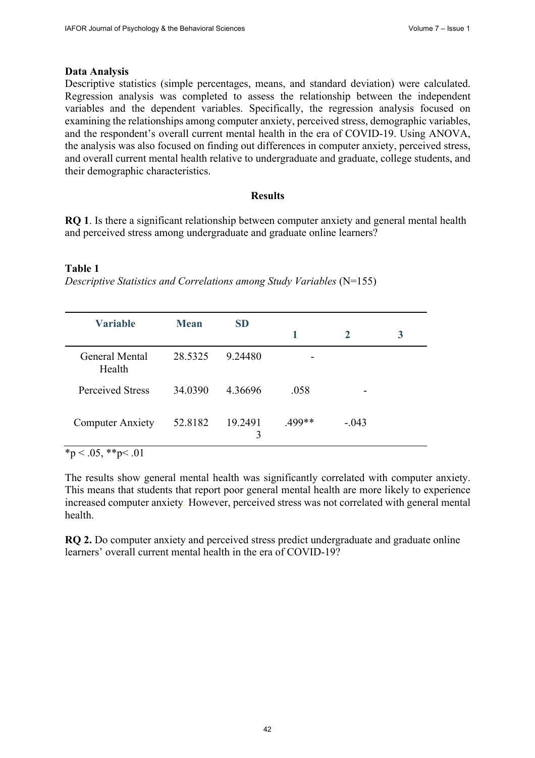**Data Analysis**

Descriptive statistics (simple percentages, means, and standard deviation) were calculated. Regression analysis was completed to assess the relationship between the independent variables and the dependent variables. Specifically, the regression analysis focused on examining the relationships among computer anxiety, perceived stress, demographic variables, and the respondent's overall current mental health in the era of COVID-19. Using ANOVA, the analysis was also focused on finding out differences in computer anxiety, perceived stress, and overall current mental health relative to undergraduate and graduate, college students, and their demographic characteristics.

## Results

**RQ 1**. Is there a significant relationship between computer anxiety and general mental health and perceived stress among undergraduate and graduate online learners?

**Table 1**

*Descriptive Statistics and Correlations among Study Variables* (N=155)

| Variable | Mean | SD | 1 | 2 | 3 |
|---|---|---|---|---|---|
| General Mental Health | 28.5325 | 9.24480 | - | | |
| Perceived Stress | 34.0390 | 4.36696 | .058 | - | |
| Computer Anxiety | 52.8182 | 19.24913 | .499** | -.043 | |

*p < .05, **p< .01

The results show general mental health was significantly correlated with computer anxiety. This means that students that report poor general mental health are more likely to experience increased computer anxiety. However, perceived stress was not correlated with general mental health.

**RQ 2.** Do computer anxiety and perceived stress predict undergraduate and graduate online learners' overall current mental health in the era of COVID-19?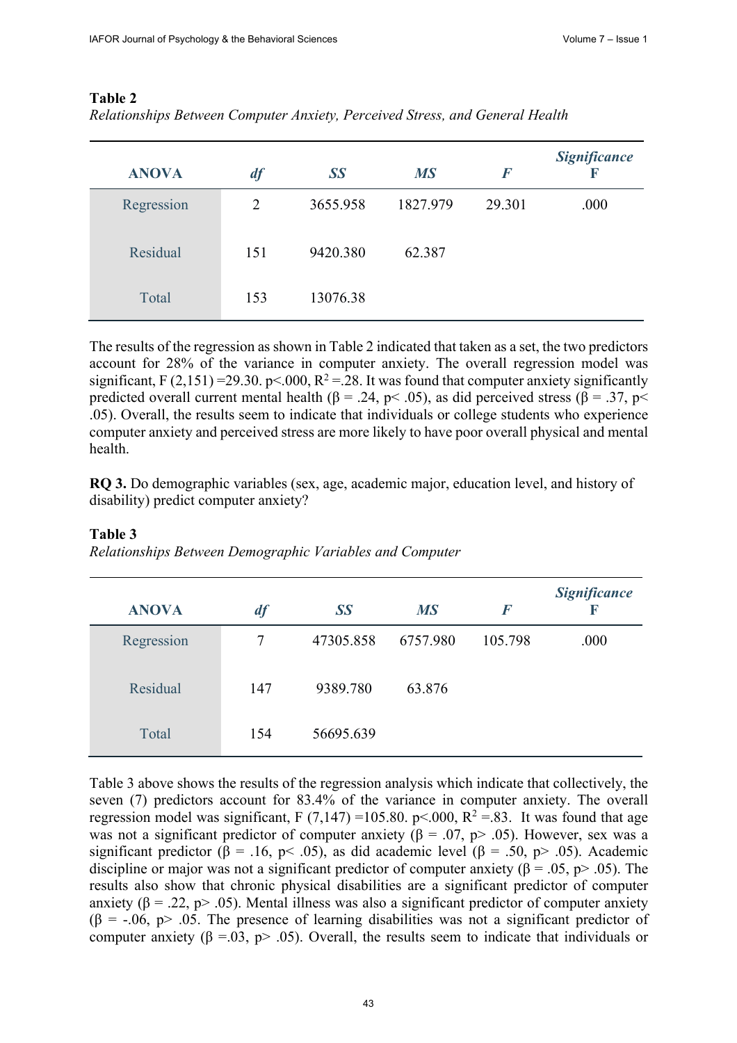**Table 2**

*Relationships Between Computer Anxiety, Perceived Stress, and General Health*

| ANOVA | *df* | *SS* | *MS* | *F* | *Significance* F |
|---|---|---|---|---|---|
| Regression | 2 | 3655.958 | 1827.979 | 29.301 | .000 |
| Residual | 151 | 9420.380 | 62.387 | | |
| Total | 153 | 13076.38 | | | |

The results of the regression as shown in Table 2 indicated that taken as a set, the two predictors account for 28% of the variance in computer anxiety. The overall regression model was significant, F (2,151) =29.30. p<.000, $R^2$ =.28. It was found that computer anxiety significantly predicted overall current mental health (β = .24, p< .05), as did perceived stress (β = .37, p< .05). Overall, the results seem to indicate that individuals or college students who experience computer anxiety and perceived stress are more likely to have poor overall physical and mental health.

**RQ 3.** Do demographic variables (sex, age, academic major, education level, and history of disability) predict computer anxiety?

**Table 3**

*Relationships Between Demographic Variables and Computer*

| ANOVA | *df* | *SS* | *MS* | *F* | *Significance* F |
|---|---|---|---|---|---|
| Regression | 7 | 47305.858 | 6757.980 | 105.798 | .000 |
| Residual | 147 | 9389.780 | 63.876 | | |
| Total | 154 | 56695.639 | | | |

Table 3 above shows the results of the regression analysis which indicate that collectively, the seven (7) predictors account for 83.4% of the variance in computer anxiety. The overall regression model was significant, F (7,147) =105.80. p<.000, $R^2$ =.83. It was found that age was not a significant predictor of computer anxiety (β = .07, p> .05). However, sex was a significant predictor (β = .16, p< .05), as did academic level (β = .50, p> .05). Academic discipline or major was not a significant predictor of computer anxiety (β = .05, p> .05). The results also show that chronic physical disabilities are a significant predictor of computer anxiety (β = .22, p> .05). Mental illness was also a significant predictor of computer anxiety (β = -.06, p> .05. The presence of learning disabilities was not a significant predictor of computer anxiety (β =.03, p> .05). Overall, the results seem to indicate that individuals or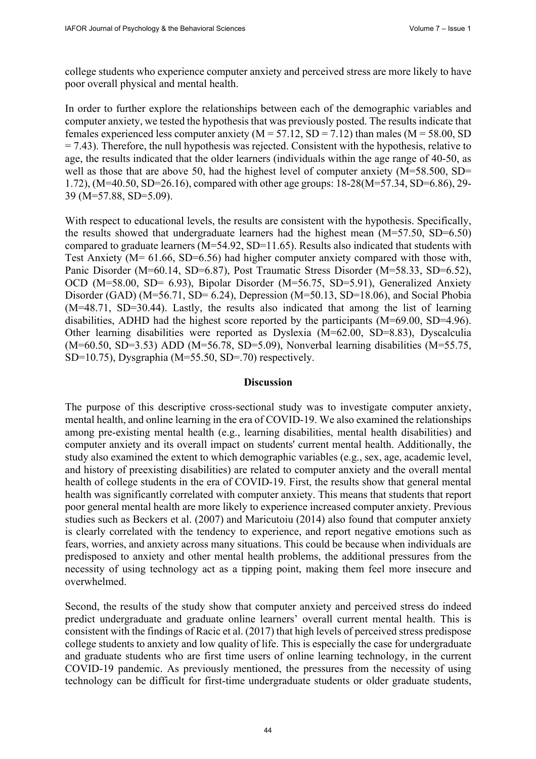college students who experience computer anxiety and perceived stress are more likely to have poor overall physical and mental health.

In order to further explore the relationships between each of the demographic variables and computer anxiety, we tested the hypothesis that was previously posted. The results indicate that females experienced less computer anxiety ($M = 57.12$, $SD = 7.12$) than males ($M = 58.00$, $SD = 7.43$). Therefore, the null hypothesis was rejected. Consistent with the hypothesis, relative to age, the results indicated that the older learners (individuals within the age range of 40-50, as well as those that are above 50, had the highest level of computer anxiety ($M=58.500$, $SD= 1.72$), ($M=40.50$, $SD=26.16$), compared with other age groups: 18-28($M=57.34$, $SD=6.86$), 29-39 ($M=57.88$, $SD=5.09$).

With respect to educational levels, the results are consistent with the hypothesis. Specifically, the results showed that undergraduate learners had the highest mean ($M=57.50$, $SD=6.50$) compared to graduate learners ($M=54.92$, $SD=11.65$). Results also indicated that students with Test Anxiety ($M= 61.66$, $SD=6.56$) had higher computer anxiety compared with those with, Panic Disorder ($M=60.14$, $SD=6.87$), Post Traumatic Stress Disorder ($M=58.33$, $SD=6.52$), OCD ($M=58.00$, $SD= 6.93$), Bipolar Disorder ($M=56.75$, $SD=5.91$), Generalized Anxiety Disorder (GAD) ($M=56.71$, $SD= 6.24$), Depression ($M=50.13$, $SD=18.06$), and Social Phobia ($M=48.71$, $SD=30.44$). Lastly, the results also indicated that among the list of learning disabilities, ADHD had the highest score reported by the participants ($M=69.00$, $SD=4.96$). Other learning disabilities were reported as Dyslexia ($M=62.00$, $SD=8.83$), Dyscalculia ($M=60.50$, $SD=3.53$) ADD ($M=56.78$, $SD=5.09$), Nonverbal learning disabilities ($M=55.75$, $SD=10.75$), Dysgraphia ($M=55.50$, $SD=.70$) respectively.

## Discussion

The purpose of this descriptive cross-sectional study was to investigate computer anxiety, mental health, and online learning in the era of COVID-19. We also examined the relationships among pre-existing mental health (e.g., learning disabilities, mental health disabilities) and computer anxiety and its overall impact on students' current mental health. Additionally, the study also examined the extent to which demographic variables (e.g., sex, age, academic level, and history of preexisting disabilities) are related to computer anxiety and the overall mental health of college students in the era of COVID-19. First, the results show that general mental health was significantly correlated with computer anxiety. This means that students that report poor general mental health are more likely to experience increased computer anxiety. Previous studies such as Beckers et al. (2007) and Maricutoiu (2014) also found that computer anxiety is clearly correlated with the tendency to experience, and report negative emotions such as fears, worries, and anxiety across many situations. This could be because when individuals are predisposed to anxiety and other mental health problems, the additional pressures from the necessity of using technology act as a tipping point, making them feel more insecure and overwhelmed.

Second, the results of the study show that computer anxiety and perceived stress do indeed predict undergraduate and graduate online learners' overall current mental health. This is consistent with the findings of Racic et al. (2017) that high levels of perceived stress predispose college students to anxiety and low quality of life. This is especially the case for undergraduate and graduate students who are first time users of online learning technology, in the current COVID-19 pandemic. As previously mentioned, the pressures from the necessity of using technology can be difficult for first-time undergraduate students or older graduate students,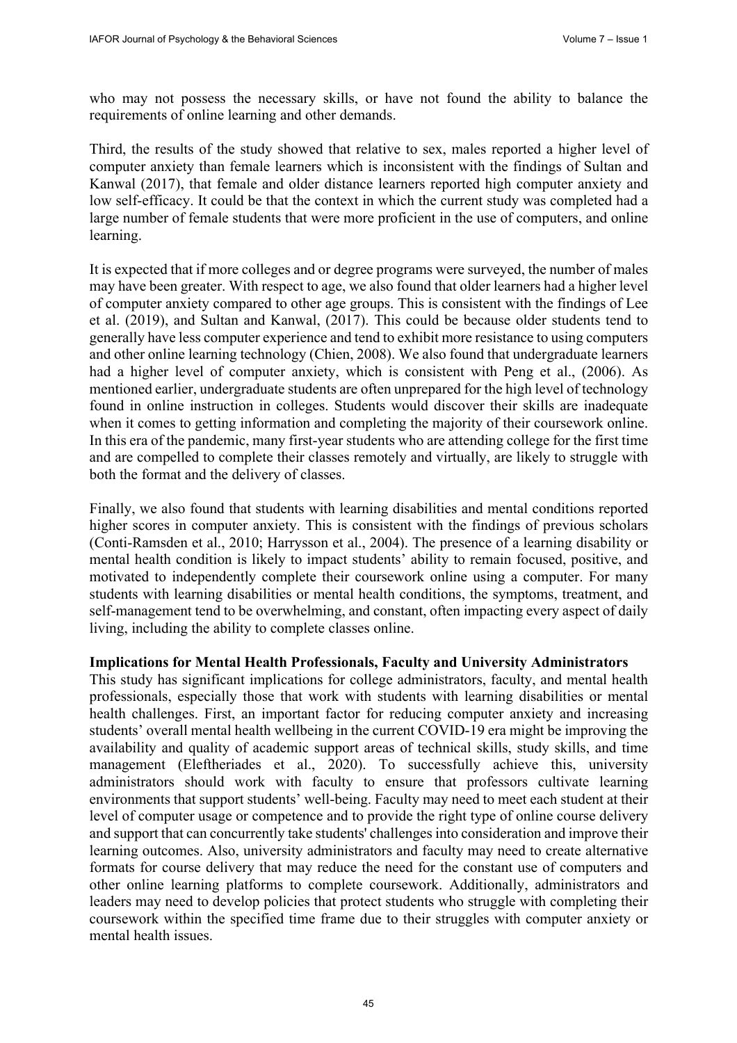who may not possess the necessary skills, or have not found the ability to balance the requirements of online learning and other demands.

Third, the results of the study showed that relative to sex, males reported a higher level of computer anxiety than female learners which is inconsistent with the findings of Sultan and Kanwal (2017), that female and older distance learners reported high computer anxiety and low self-efficacy. It could be that the context in which the current study was completed had a large number of female students that were more proficient in the use of computers, and online learning.

It is expected that if more colleges and or degree programs were surveyed, the number of males may have been greater. With respect to age, we also found that older learners had a higher level of computer anxiety compared to other age groups. This is consistent with the findings of Lee et al. (2019), and Sultan and Kanwal, (2017). This could be because older students tend to generally have less computer experience and tend to exhibit more resistance to using computers and other online learning technology (Chien, 2008). We also found that undergraduate learners had a higher level of computer anxiety, which is consistent with Peng et al., (2006). As mentioned earlier, undergraduate students are often unprepared for the high level of technology found in online instruction in colleges. Students would discover their skills are inadequate when it comes to getting information and completing the majority of their coursework online. In this era of the pandemic, many first-year students who are attending college for the first time and are compelled to complete their classes remotely and virtually, are likely to struggle with both the format and the delivery of classes.

Finally, we also found that students with learning disabilities and mental conditions reported higher scores in computer anxiety. This is consistent with the findings of previous scholars (Conti-Ramsden et al., 2010; Harrysson et al., 2004). The presence of a learning disability or mental health condition is likely to impact students' ability to remain focused, positive, and motivated to independently complete their coursework online using a computer. For many students with learning disabilities or mental health conditions, the symptoms, treatment, and self-management tend to be overwhelming, and constant, often impacting every aspect of daily living, including the ability to complete classes online.

**Implications for Mental Health Professionals, Faculty and University Administrators**

This study has significant implications for college administrators, faculty, and mental health professionals, especially those that work with students with learning disabilities or mental health challenges. First, an important factor for reducing computer anxiety and increasing students' overall mental health wellbeing in the current COVID-19 era might be improving the availability and quality of academic support areas of technical skills, study skills, and time management (Eleftheriades et al., 2020). To successfully achieve this, university administrators should work with faculty to ensure that professors cultivate learning environments that support students' well-being. Faculty may need to meet each student at their level of computer usage or competence and to provide the right type of online course delivery and support that can concurrently take students' challenges into consideration and improve their learning outcomes. Also, university administrators and faculty may need to create alternative formats for course delivery that may reduce the need for the constant use of computers and other online learning platforms to complete coursework. Additionally, administrators and leaders may need to develop policies that protect students who struggle with completing their coursework within the specified time frame due to their struggles with computer anxiety or mental health issues.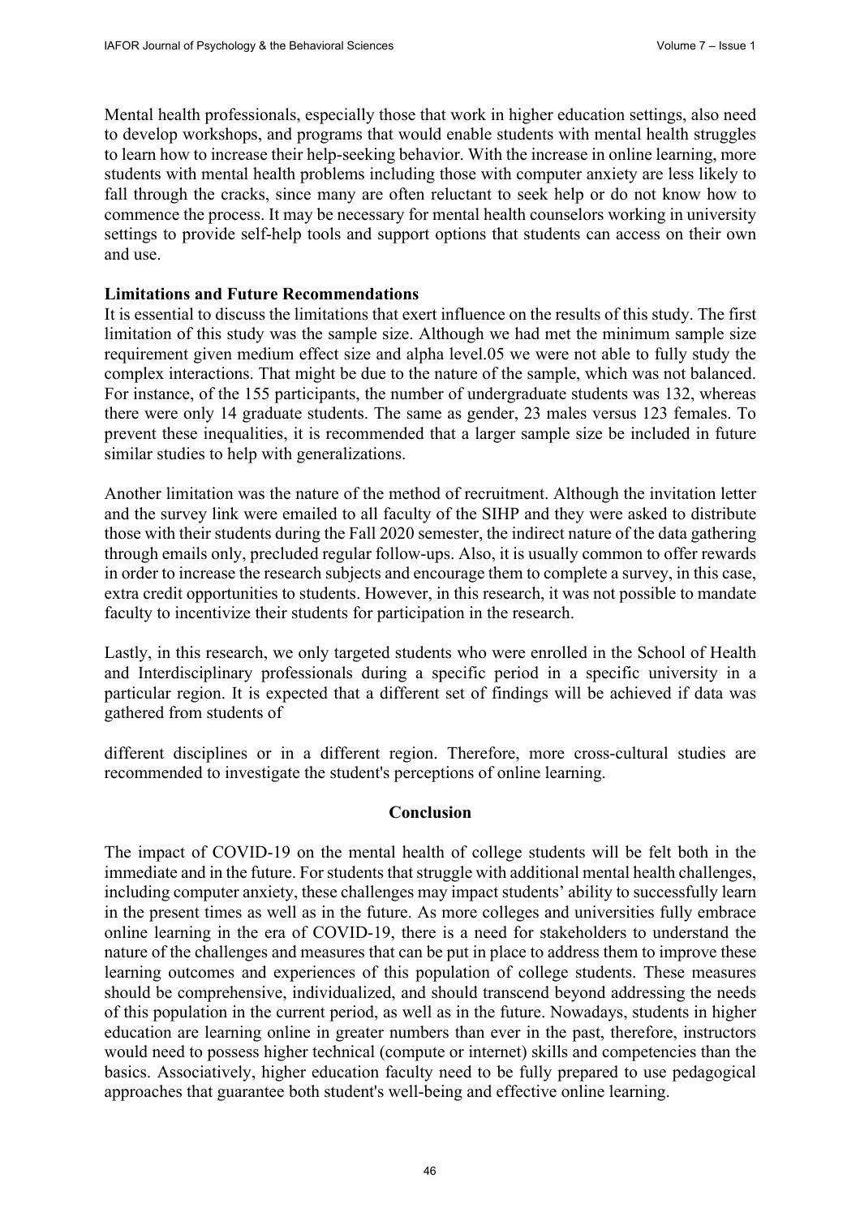Mental health professionals, especially those that work in higher education settings, also need to develop workshops, and programs that would enable students with mental health struggles to learn how to increase their help-seeking behavior. With the increase in online learning, more students with mental health problems including those with computer anxiety are less likely to fall through the cracks, since many are often reluctant to seek help or do not know how to commence the process. It may be necessary for mental health counselors working in university settings to provide self-help tools and support options that students can access on their own and use.

**Limitations and Future Recommendations**

It is essential to discuss the limitations that exert influence on the results of this study. The first limitation of this study was the sample size. Although we had met the minimum sample size requirement given medium effect size and alpha level.05 we were not able to fully study the complex interactions. That might be due to the nature of the sample, which was not balanced. For instance, of the 155 participants, the number of undergraduate students was 132, whereas there were only 14 graduate students. The same as gender, 23 males versus 123 females. To prevent these inequalities, it is recommended that a larger sample size be included in future similar studies to help with generalizations.

Another limitation was the nature of the method of recruitment. Although the invitation letter and the survey link were emailed to all faculty of the SIHP and they were asked to distribute those with their students during the Fall 2020 semester, the indirect nature of the data gathering through emails only, precluded regular follow-ups. Also, it is usually common to offer rewards in order to increase the research subjects and encourage them to complete a survey, in this case, extra credit opportunities to students. However, in this research, it was not possible to mandate faculty to incentivize their students for participation in the research.

Lastly, in this research, we only targeted students who were enrolled in the School of Health and Interdisciplinary professionals during a specific period in a specific university in a particular region. It is expected that a different set of findings will be achieved if data was gathered from students of different disciplines or in a different region. Therefore, more cross-cultural studies are recommended to investigate the student's perceptions of online learning.

## Conclusion

The impact of COVID-19 on the mental health of college students will be felt both in the immediate and in the future. For students that struggle with additional mental health challenges, including computer anxiety, these challenges may impact students' ability to successfully learn in the present times as well as in the future. As more colleges and universities fully embrace online learning in the era of COVID-19, there is a need for stakeholders to understand the nature of the challenges and measures that can be put in place to address them to improve these learning outcomes and experiences of this population of college students. These measures should be comprehensive, individualized, and should transcend beyond addressing the needs of this population in the current period, as well as in the future. Nowadays, students in higher education are learning online in greater numbers than ever in the past, therefore, instructors would need to possess higher technical (compute or internet) skills and competencies than the basics. Associatively, higher education faculty need to be fully prepared to use pedagogical approaches that guarantee both student's well-being and effective online learning.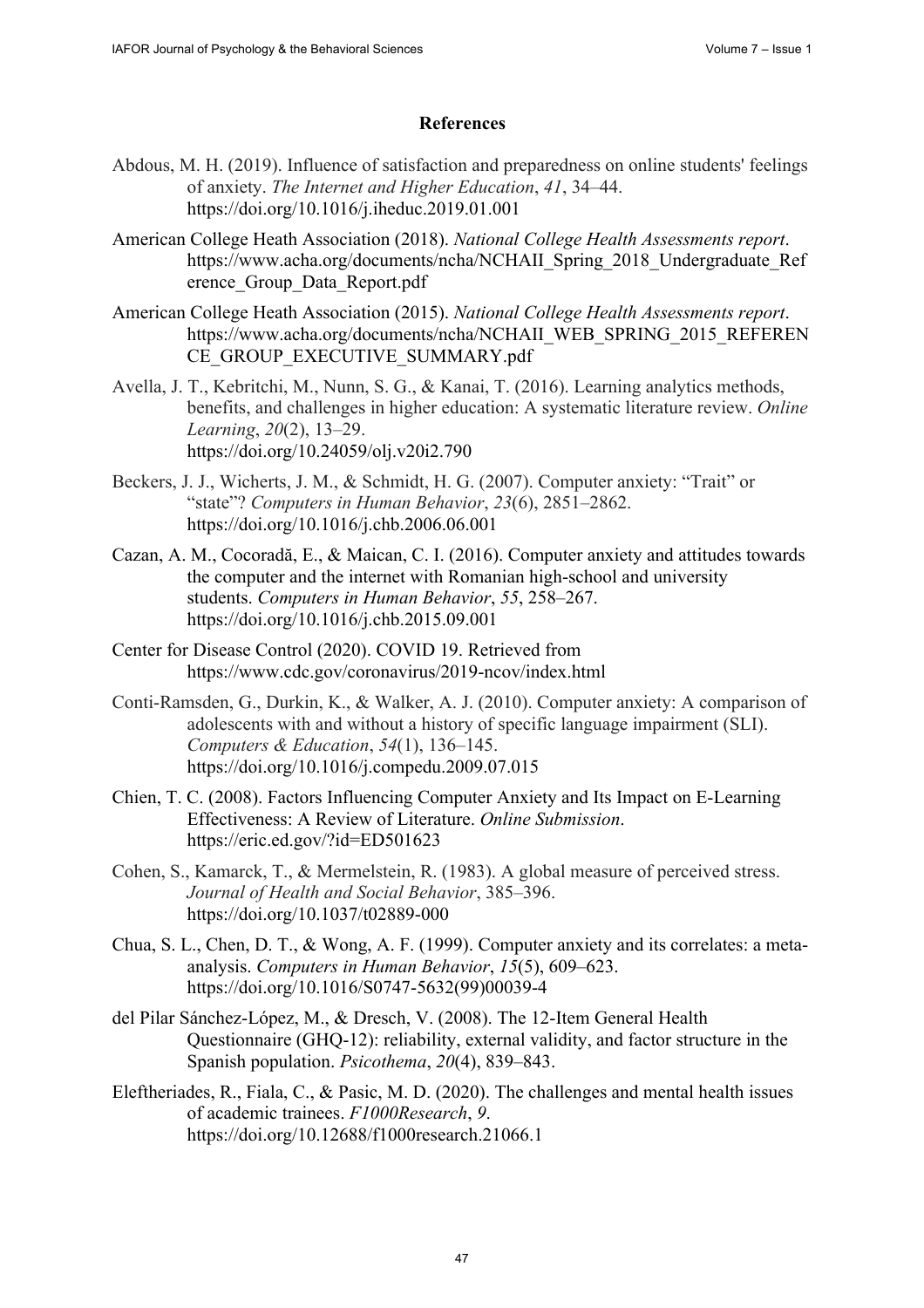## References

Abdous, M. H. (2019). Influence of satisfaction and preparedness on online students' feelings of anxiety. *The Internet and Higher Education*, *41*, 34–44. https://doi.org/10.1016/j.iheduc.2019.01.001

American College Heath Association (2018). *National College Health Assessments report*. https://www.acha.org/documents/ncha/NCHAII_Spring_2018_Undergraduate_Reference_Group_Data_Report.pdf

American College Heath Association (2015). *National College Health Assessments report*. https://www.acha.org/documents/ncha/NCHAII_WEB_SPRING_2015_REFERENCE_GROUP_EXECUTIVE_SUMMARY.pdf

Avella, J. T., Kebritchi, M., Nunn, S. G., & Kanai, T. (2016). Learning analytics methods, benefits, and challenges in higher education: A systematic literature review. *Online Learning*, *20*(2), 13–29. https://doi.org/10.24059/olj.v20i2.790

Beckers, J. J., Wicherts, J. M., & Schmidt, H. G. (2007). Computer anxiety: "Trait" or "state"? *Computers in Human Behavior*, *23*(6), 2851–2862. https://doi.org/10.1016/j.chb.2006.06.001

Cazan, A. M., Cocoradă, E., & Maican, C. I. (2016). Computer anxiety and attitudes towards the computer and the internet with Romanian high-school and university students. *Computers in Human Behavior*, *55*, 258–267. https://doi.org/10.1016/j.chb.2015.09.001

Center for Disease Control (2020). COVID 19. Retrieved from https://www.cdc.gov/coronavirus/2019-ncov/index.html

Conti-Ramsden, G., Durkin, K., & Walker, A. J. (2010). Computer anxiety: A comparison of adolescents with and without a history of specific language impairment (SLI). *Computers & Education*, *54*(1), 136–145. https://doi.org/10.1016/j.compedu.2009.07.015

Chien, T. C. (2008). Factors Influencing Computer Anxiety and Its Impact on E-Learning Effectiveness: A Review of Literature. *Online Submission*. https://eric.ed.gov/?id=ED501623

Cohen, S., Kamarck, T., & Mermelstein, R. (1983). A global measure of perceived stress. *Journal of Health and Social Behavior*, 385–396. https://doi.org/10.1037/t02889-000

Chua, S. L., Chen, D. T., & Wong, A. F. (1999). Computer anxiety and its correlates: a meta-analysis. *Computers in Human Behavior*, *15*(5), 609–623. https://doi.org/10.1016/S0747-5632(99)00039-4

del Pilar Sánchez-López, M., & Dresch, V. (2008). The 12-Item General Health Questionnaire (GHQ-12): reliability, external validity, and factor structure in the Spanish population. *Psicothema*, *20*(4), 839–843.

Eleftheriades, R., Fiala, C., & Pasic, M. D. (2020). The challenges and mental health issues of academic trainees. *F1000Research*, *9*. https://doi.org/10.12688/f1000research.21066.1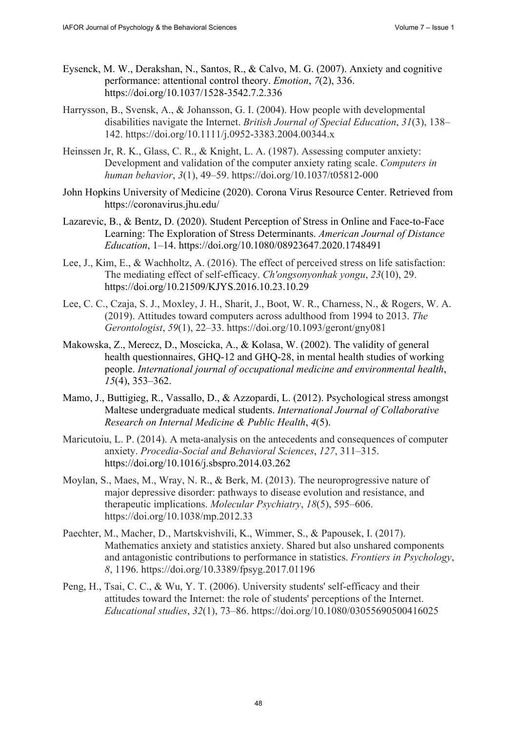Eysenck, M. W., Derakshan, N., Santos, R., & Calvo, M. G. (2007). Anxiety and cognitive performance: attentional control theory. *Emotion*, *7*(2), 336. https://doi.org/10.1037/1528-3542.7.2.336

Harrysson, B., Svensk, A., & Johansson, G. I. (2004). How people with developmental disabilities navigate the Internet. *British Journal of Special Education*, *31*(3), 138–142. https://doi.org/10.1111/j.0952-3383.2004.00344.x

Heinssen Jr, R. K., Glass, C. R., & Knight, L. A. (1987). Assessing computer anxiety: Development and validation of the computer anxiety rating scale. *Computers in human behavior*, *3*(1), 49–59. https://doi.org/10.1037/t05812-000

John Hopkins University of Medicine (2020). Corona Virus Resource Center. Retrieved from https://coronavirus.jhu.edu/

Lazarevic, B., & Bentz, D. (2020). Student Perception of Stress in Online and Face-to-Face Learning: The Exploration of Stress Determinants. *American Journal of Distance Education*, 1–14. https://doi.org/10.1080/08923647.2020.1748491

Lee, J., Kim, E., & Wachholtz, A. (2016). The effect of perceived stress on life satisfaction: The mediating effect of self-efficacy. *Ch'ongsonyonhak yongu*, *23*(10), 29. https://doi.org/10.21509/KJYS.2016.10.23.10.29

Lee, C. C., Czaja, S. J., Moxley, J. H., Sharit, J., Boot, W. R., Charness, N., & Rogers, W. A. (2019). Attitudes toward computers across adulthood from 1994 to 2013. *The Gerontologist*, *59*(1), 22–33. https://doi.org/10.1093/geront/gny081

Makowska, Z., Merecz, D., Moscicka, A., & Kolasa, W. (2002). The validity of general health questionnaires, GHQ-12 and GHQ-28, in mental health studies of working people. *International journal of occupational medicine and environmental health*, *15*(4), 353–362.

Mamo, J., Buttigieg, R., Vassallo, D., & Azzopardi, L. (2012). Psychological stress amongst Maltese undergraduate medical students. *International Journal of Collaborative Research on Internal Medicine & Public Health*, *4*(5).

Maricutoiu, L. P. (2014). A meta-analysis on the antecedents and consequences of computer anxiety. *Procedia-Social and Behavioral Sciences*, *127*, 311–315. https://doi.org/10.1016/j.sbspro.2014.03.262

Moylan, S., Maes, M., Wray, N. R., & Berk, M. (2013). The neuroprogressive nature of major depressive disorder: pathways to disease evolution and resistance, and therapeutic implications. *Molecular Psychiatry*, *18*(5), 595–606. https://doi.org/10.1038/mp.2012.33

Paechter, M., Macher, D., Martskvishvili, K., Wimmer, S., & Papousek, I. (2017). Mathematics anxiety and statistics anxiety. Shared but also unshared components and antagonistic contributions to performance in statistics. *Frontiers in Psychology*, *8*, 1196. https://doi.org/10.3389/fpsyg.2017.01196

Peng, H., Tsai, C. C., & Wu, Y. T. (2006). University students' self-efficacy and their attitudes toward the Internet: the role of students' perceptions of the Internet. *Educational studies*, *32*(1), 73–86. https://doi.org/10.1080/03055690500416025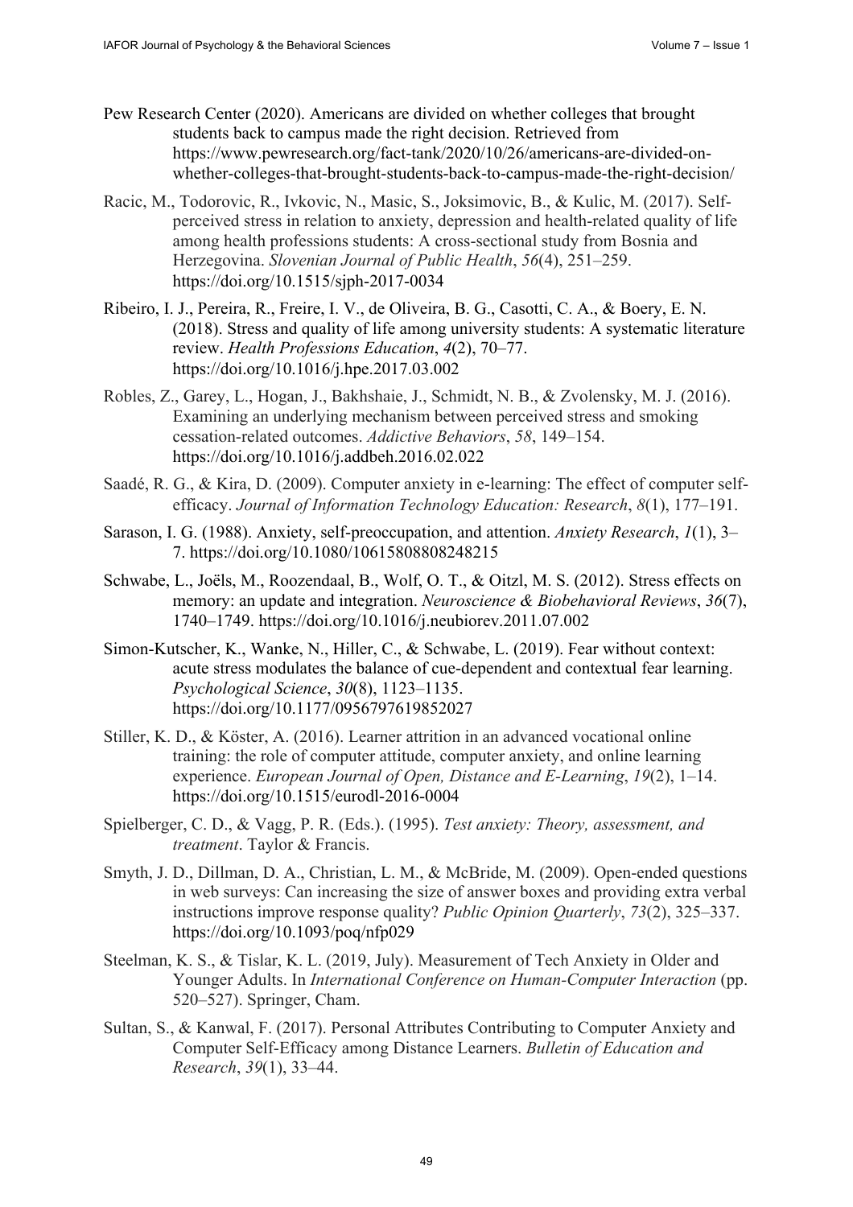Pew Research Center (2020). Americans are divided on whether colleges that brought students back to campus made the right decision. Retrieved from https://www.pewresearch.org/fact-tank/2020/10/26/americans-are-divided-on-whether-colleges-that-brought-students-back-to-campus-made-the-right-decision/

Racic, M., Todorovic, R., Ivkovic, N., Masic, S., Joksimovic, B., & Kulic, M. (2017). Self-perceived stress in relation to anxiety, depression and health-related quality of life among health professions students: A cross-sectional study from Bosnia and Herzegovina. *Slovenian Journal of Public Health*, *56*(4), 251–259. https://doi.org/10.1515/sjph-2017-0034

Ribeiro, I. J., Pereira, R., Freire, I. V., de Oliveira, B. G., Casotti, C. A., & Boery, E. N. (2018). Stress and quality of life among university students: A systematic literature review. *Health Professions Education*, *4*(2), 70–77. https://doi.org/10.1016/j.hpe.2017.03.002

Robles, Z., Garey, L., Hogan, J., Bakhshaie, J., Schmidt, N. B., & Zvolensky, M. J. (2016). Examining an underlying mechanism between perceived stress and smoking cessation-related outcomes. *Addictive Behaviors*, *58*, 149–154. https://doi.org/10.1016/j.addbeh.2016.02.022

Saadé, R. G., & Kira, D. (2009). Computer anxiety in e-learning: The effect of computer self-efficacy. *Journal of Information Technology Education: Research*, *8*(1), 177–191.

Sarason, I. G. (1988). Anxiety, self-preoccupation, and attention. *Anxiety Research*, *1*(1), 3–7. https://doi.org/10.1080/10615808808248215

Schwabe, L., Joëls, M., Roozendaal, B., Wolf, O. T., & Oitzl, M. S. (2012). Stress effects on memory: an update and integration. *Neuroscience & Biobehavioral Reviews*, *36*(7), 1740–1749. https://doi.org/10.1016/j.neubiorev.2011.07.002

Simon-Kutscher, K., Wanke, N., Hiller, C., & Schwabe, L. (2019). Fear without context: acute stress modulates the balance of cue-dependent and contextual fear learning. *Psychological Science*, *30*(8), 1123–1135. https://doi.org/10.1177/0956797619852027

Stiller, K. D., & Köster, A. (2016). Learner attrition in an advanced vocational online training: the role of computer attitude, computer anxiety, and online learning experience. *European Journal of Open, Distance and E-Learning*, *19*(2), 1–14. https://doi.org/10.1515/eurodl-2016-0004

Spielberger, C. D., & Vagg, P. R. (Eds.). (1995). *Test anxiety: Theory, assessment, and treatment*. Taylor & Francis.

Smyth, J. D., Dillman, D. A., Christian, L. M., & McBride, M. (2009). Open-ended questions in web surveys: Can increasing the size of answer boxes and providing extra verbal instructions improve response quality? *Public Opinion Quarterly*, *73*(2), 325–337. https://doi.org/10.1093/poq/nfp029

Steelman, K. S., & Tislar, K. L. (2019, July). Measurement of Tech Anxiety in Older and Younger Adults. In *International Conference on Human-Computer Interaction* (pp. 520–527). Springer, Cham.

Sultan, S., & Kanwal, F. (2017). Personal Attributes Contributing to Computer Anxiety and Computer Self-Efficacy among Distance Learners. *Bulletin of Education and Research*, *39*(1), 33–44.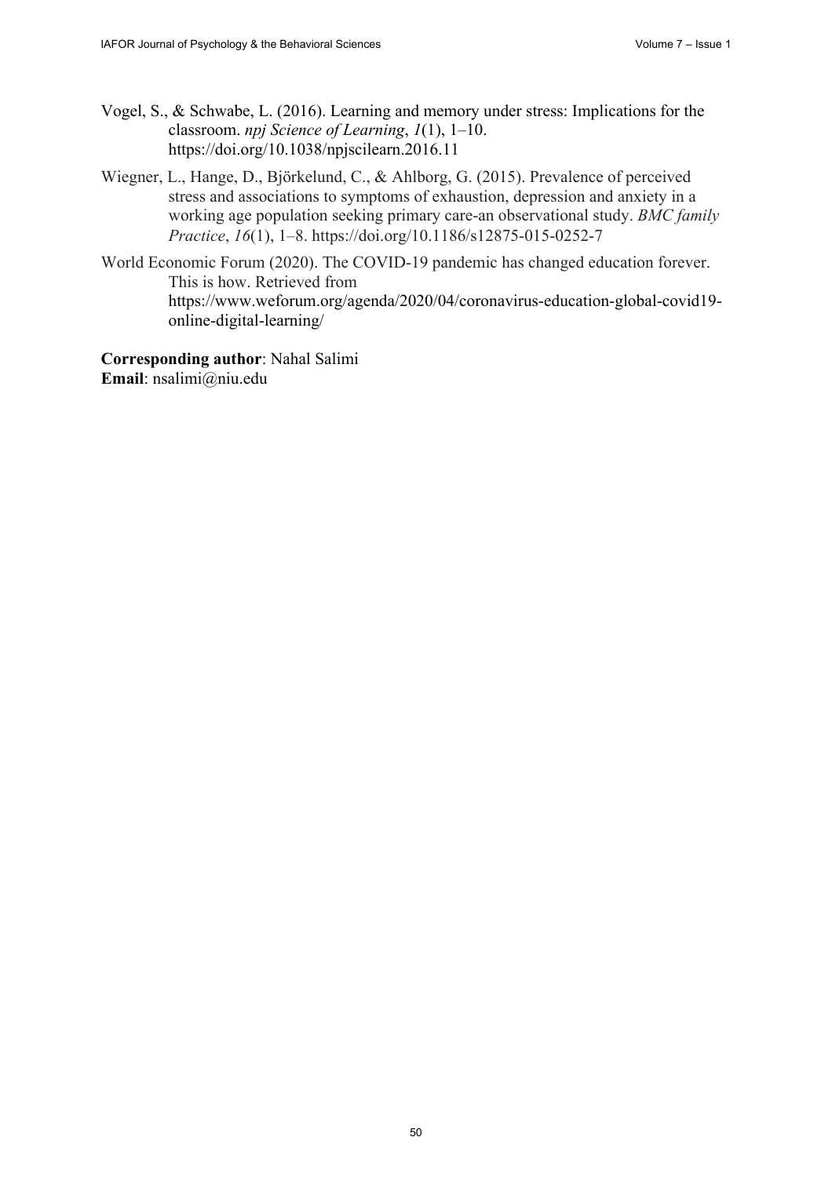Vogel, S., & Schwabe, L. (2016). Learning and memory under stress: Implications for the classroom. *npj Science of Learning*, *1*(1), 1–10. https://doi.org/10.1038/npjscilearn.2016.11

Wiegner, L., Hange, D., Björkelund, C., & Ahlborg, G. (2015). Prevalence of perceived stress and associations to symptoms of exhaustion, depression and anxiety in a working age population seeking primary care-an observational study. *BMC family Practice*, *16*(1), 1–8. https://doi.org/10.1186/s12875-015-0252-7

World Economic Forum (2020). The COVID-19 pandemic has changed education forever. This is how. Retrieved from https://www.weforum.org/agenda/2020/04/coronavirus-education-global-covid19-online-digital-learning/

**Corresponding author**: Nahal Salimi
**Email**: nsalimi@niu.edu